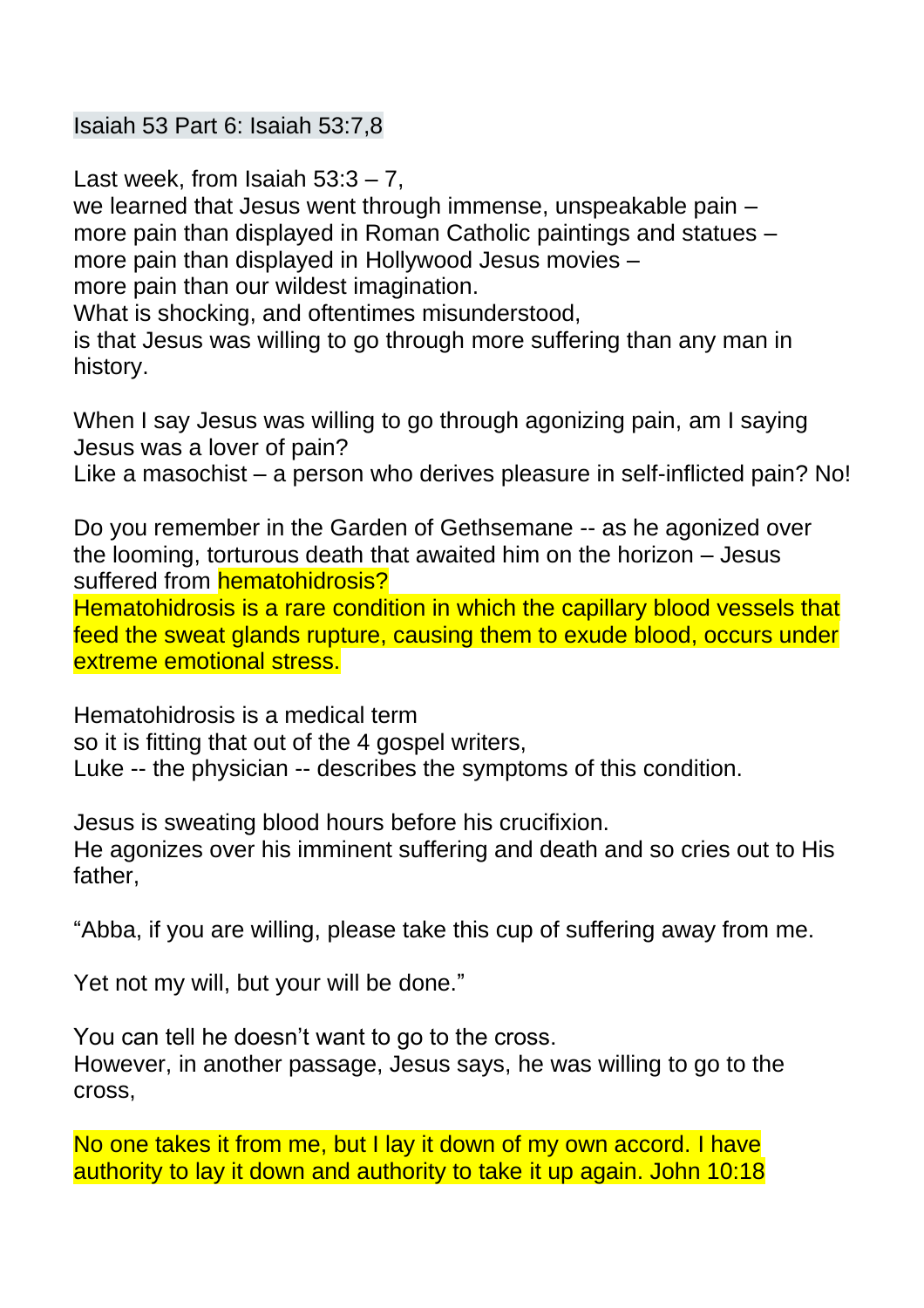# Isaiah 53 Part 6: Isaiah 53:7,8

Last week, from Isaiah 53:3 – 7,
we learned that Jesus went through immense, unspeakable pain –
more pain than displayed in Roman Catholic paintings and statues –
more pain than displayed in Hollywood Jesus movies –
more pain than our wildest imagination.
What is shocking, and oftentimes misunderstood,
is that Jesus was willing to go through more suffering than any man in history.

When I say Jesus was willing to go through agonizing pain, am I saying Jesus was a lover of pain?
Like a masochist – a person who derives pleasure in self-inflicted pain? No!

Do you remember in the Garden of Gethsemane -- as he agonized over the looming, torturous death that awaited him on the horizon – Jesus suffered from hematohidrosis?
Hematohidrosis is a rare condition in which the capillary blood vessels that feed the sweat glands rupture, causing them to exude blood, occurs under extreme emotional stress.

Hematohidrosis is a medical term
so it is fitting that out of the 4 gospel writers,
Luke -- the physician -- describes the symptoms of this condition.

Jesus is sweating blood hours before his crucifixion.
He agonizes over his imminent suffering and death and so cries out to His father,

"Abba, if you are willing, please take this cup of suffering away from me.

Yet not my will, but your will be done."

You can tell he doesn't want to go to the cross.
However, in another passage, Jesus says, he was willing to go to the cross,

No one takes it from me, but I lay it down of my own accord. I have authority to lay it down and authority to take it up again. John 10:18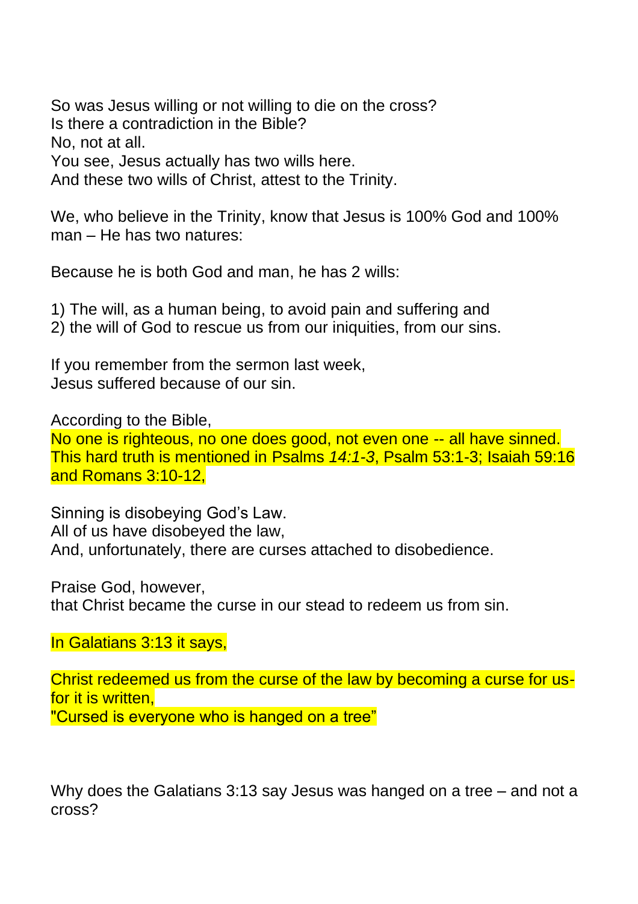So was Jesus willing or not willing to die on the cross?
Is there a contradiction in the Bible?
No, not at all.
You see, Jesus actually has two wills here.
And these two wills of Christ, attest to the Trinity.

We, who believe in the Trinity, know that Jesus is 100% God and 100% man – He has two natures:

Because he is both God and man, he has 2 wills:

1) The will, as a human being, to avoid pain and suffering and
2) the will of God to rescue us from our iniquities, from our sins.

If you remember from the sermon last week,
Jesus suffered because of our sin.

According to the Bible,
No one is righteous, no one does good, not even one -- all have sinned. This hard truth is mentioned in Psalms *14:1-3*, Psalm 53:1-3; Isaiah 59:16 and Romans 3:10-12,

Sinning is disobeying God's Law.
All of us have disobeyed the law,
And, unfortunately, there are curses attached to disobedience.

Praise God, however,
that Christ became the curse in our stead to redeem us from sin.

In Galatians 3:13 it says,

Christ redeemed us from the curse of the law by becoming a curse for us- for it is written,
"Cursed is everyone who is hanged on a tree"

Why does the Galatians 3:13 say Jesus was hanged on a tree – and not a cross?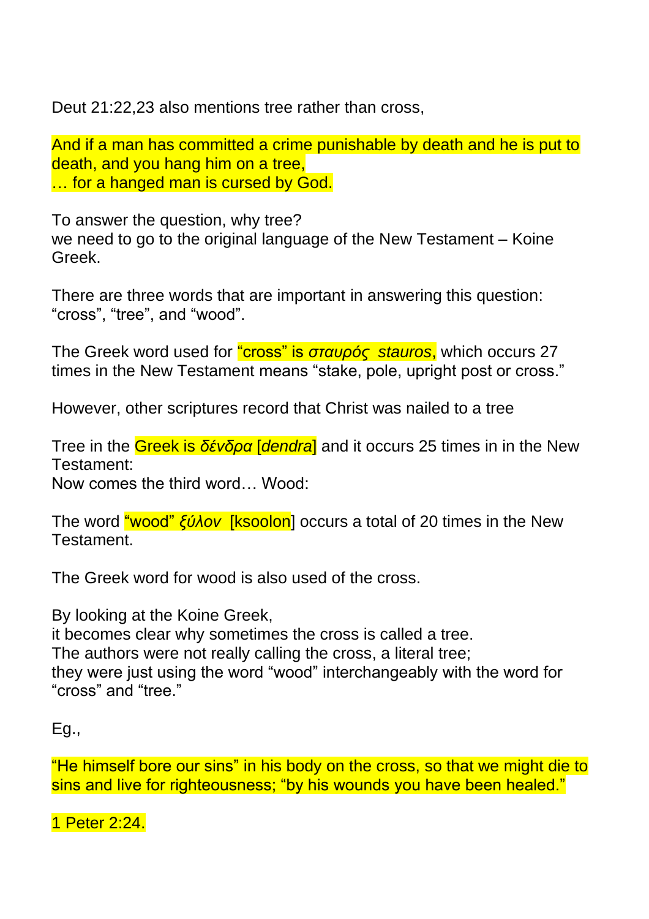Deut 21:22,23 also mentions tree rather than cross,

And if a man has committed a crime punishable by death and he is put to death, and you hang him on a tree,
… for a hanged man is cursed by God.

To answer the question, why tree?
we need to go to the original language of the New Testament – Koine Greek.

There are three words that are important in answering this question: “cross”, “tree”, and “wood”.

The Greek word used for “cross” is *σταυρός stauros*, which occurs 27 times in the New Testament means “stake, pole, upright post or cross.”

However, other scriptures record that Christ was nailed to a tree

Tree in the Greek is *δένδρα* [*dendra*] and it occurs 25 times in in the New Testament:
Now comes the third word… Wood:

The word “wood” *ξύλον* [ksoolon] occurs a total of 20 times in the New Testament.

The Greek word for wood is also used of the cross.

By looking at the Koine Greek,
it becomes clear why sometimes the cross is called a tree.
The authors were not really calling the cross, a literal tree;
they were just using the word “wood” interchangeably with the word for “cross” and “tree.”

Eg.,

“He himself bore our sins” in his body on the cross, so that we might die to sins and live for righteousness; “by his wounds you have been healed.”

1 Peter 2:24.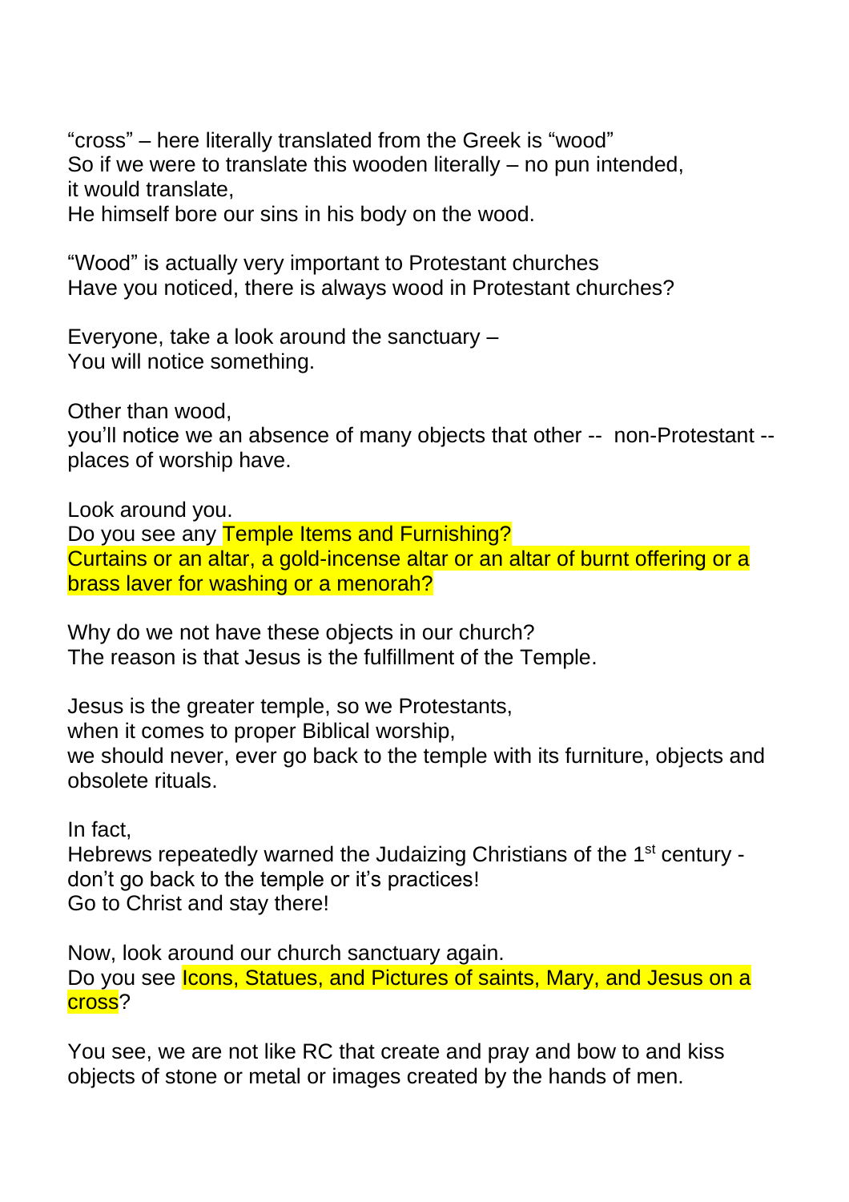"cross" – here literally translated from the Greek is "wood"
So if we were to translate this wooden literally – no pun intended,
it would translate,
He himself bore our sins in his body on the wood.

"Wood" is actually very important to Protestant churches
Have you noticed, there is always wood in Protestant churches?

Everyone, take a look around the sanctuary –
You will notice something.

Other than wood,
you'll notice we an absence of many objects that other -- non-Protestant -- places of worship have.

Look around you.
Do you see any Temple Items and Furnishing?
Curtains or an altar, a gold-incense altar or an altar of burnt offering or a brass laver for washing or a menorah?

Why do we not have these objects in our church?
The reason is that Jesus is the fulfillment of the Temple.

Jesus is the greater temple, so we Protestants,
when it comes to proper Biblical worship,
we should never, ever go back to the temple with its furniture, objects and obsolete rituals.

In fact,
Hebrews repeatedly warned the Judaizing Christians of the 1st century - don't go back to the temple or it's practices!
Go to Christ and stay there!

Now, look around our church sanctuary again.
Do you see Icons, Statues, and Pictures of saints, Mary, and Jesus on a cross?

You see, we are not like RC that create and pray and bow to and kiss objects of stone or metal or images created by the hands of men.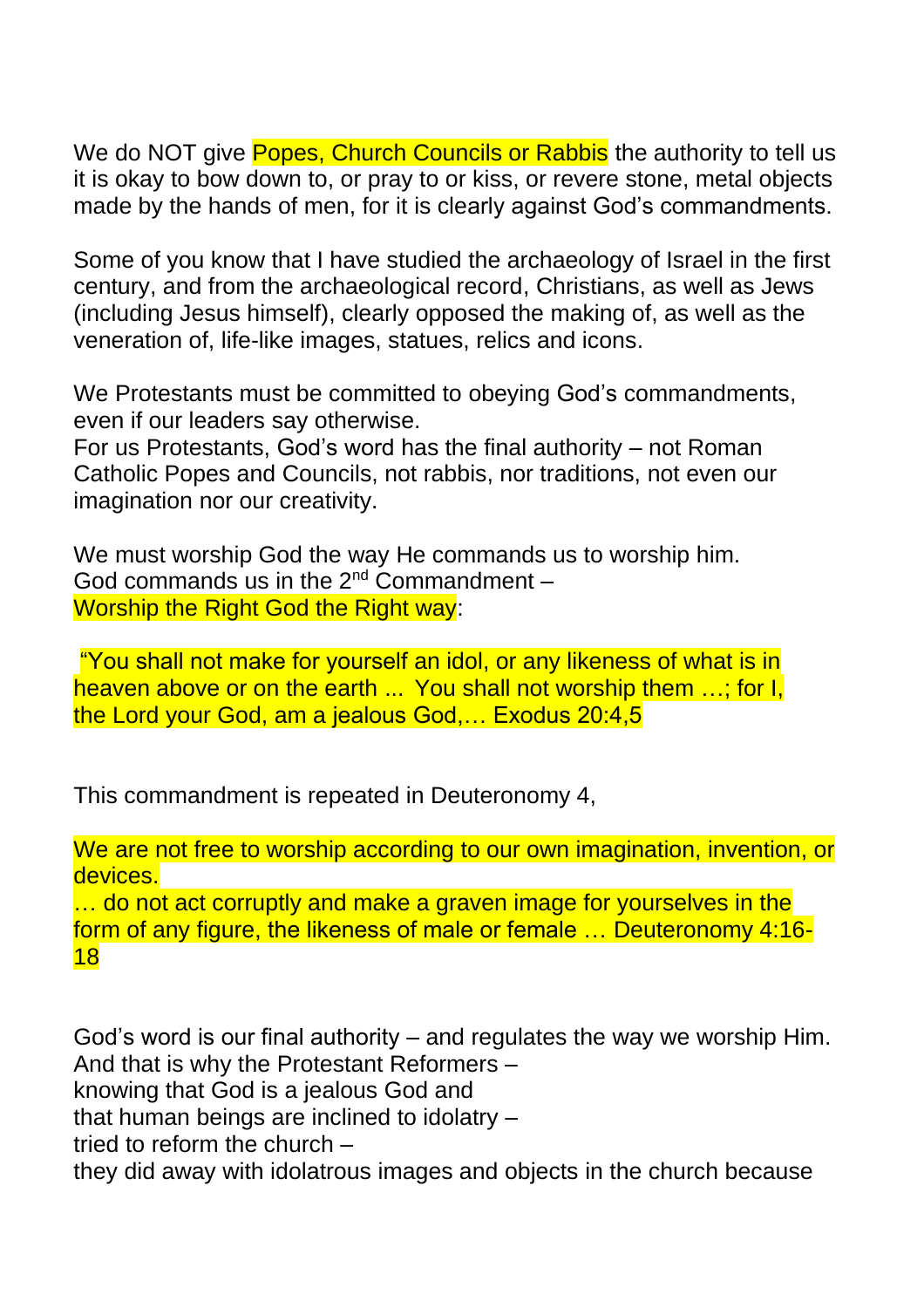We do NOT give Popes, Church Councils or Rabbis the authority to tell us it is okay to bow down to, or pray to or kiss, or revere stone, metal objects made by the hands of men, for it is clearly against God's commandments.

Some of you know that I have studied the archaeology of Israel in the first century, and from the archaeological record, Christians, as well as Jews (including Jesus himself), clearly opposed the making of, as well as the veneration of, life-like images, statues, relics and icons.

We Protestants must be committed to obeying God's commandments, even if our leaders say otherwise.
For us Protestants, God's word has the final authority – not Roman Catholic Popes and Councils, not rabbis, nor traditions, not even our imagination nor our creativity.

We must worship God the way He commands us to worship him.
God commands us in the 2nd Commandment –
Worship the Right God the Right way:

"You shall not make for yourself an idol, or any likeness of what is in heaven above or on the earth ... You shall not worship them …; for I, the Lord your God, am a jealous God,… Exodus 20:4,5

This commandment is repeated in Deuteronomy 4,

We are not free to worship according to our own imagination, invention, or devices.
… do not act corruptly and make a graven image for yourselves in the form of any figure, the likeness of male or female … Deuteronomy 4:16-18

God's word is our final authority – and regulates the way we worship Him.
And that is why the Protestant Reformers –
knowing that God is a jealous God and
that human beings are inclined to idolatry –
tried to reform the church –
they did away with idolatrous images and objects in the church because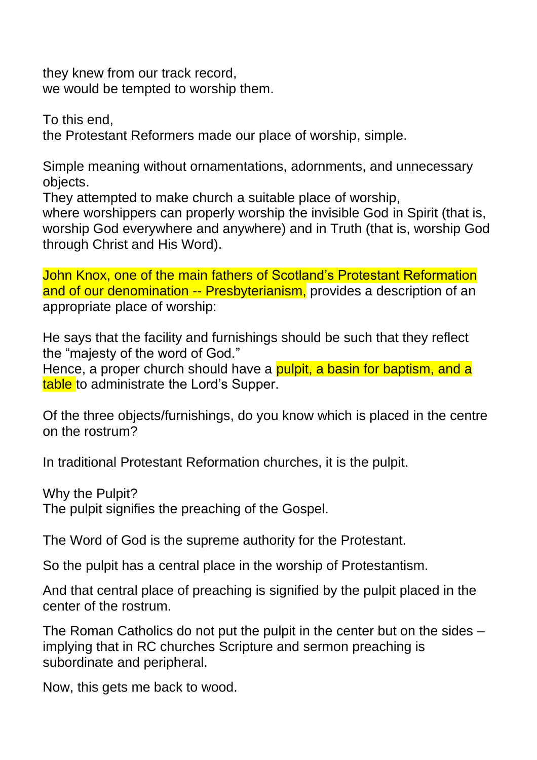they knew from our track record,
we would be tempted to worship them.

To this end,
the Protestant Reformers made our place of worship, simple.

Simple meaning without ornamentations, adornments, and unnecessary objects.
They attempted to make church a suitable place of worship,
where worshippers can properly worship the invisible God in Spirit (that is, worship God everywhere and anywhere) and in Truth (that is, worship God through Christ and His Word).

John Knox, one of the main fathers of Scotland's Protestant Reformation and of our denomination -- Presbyterianism, provides a description of an appropriate place of worship:

He says that the facility and furnishings should be such that they reflect the "majesty of the word of God."
Hence, a proper church should have a pulpit, a basin for baptism, and a table to administrate the Lord's Supper.

Of the three objects/furnishings, do you know which is placed in the centre on the rostrum?

In traditional Protestant Reformation churches, it is the pulpit.

Why the Pulpit?
The pulpit signifies the preaching of the Gospel.

The Word of God is the supreme authority for the Protestant.

So the pulpit has a central place in the worship of Protestantism.

And that central place of preaching is signified by the pulpit placed in the center of the rostrum.

The Roman Catholics do not put the pulpit in the center but on the sides – implying that in RC churches Scripture and sermon preaching is subordinate and peripheral.

Now, this gets me back to wood.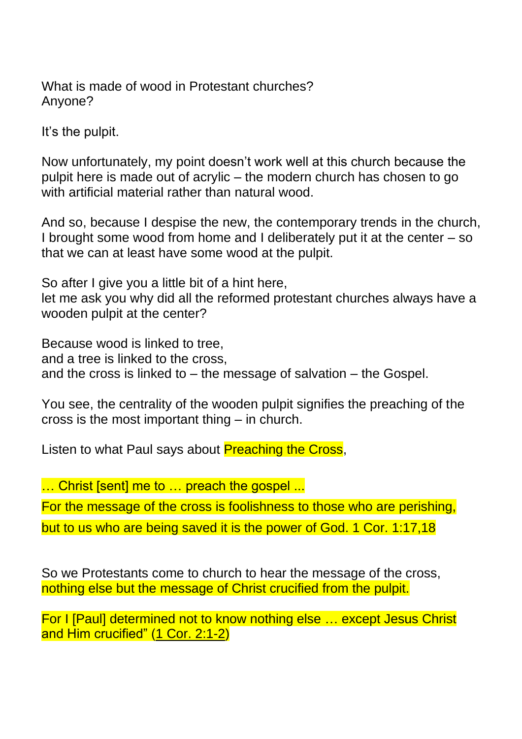What is made of wood in Protestant churches?
Anyone?

It's the pulpit.

Now unfortunately, my point doesn't work well at this church because the pulpit here is made out of acrylic – the modern church has chosen to go with artificial material rather than natural wood.

And so, because I despise the new, the contemporary trends in the church, I brought some wood from home and I deliberately put it at the center – so that we can at least have some wood at the pulpit.

So after I give you a little bit of a hint here,
let me ask you why did all the reformed protestant churches always have a wooden pulpit at the center?

Because wood is linked to tree,
and a tree is linked to the cross,
and the cross is linked to – the message of salvation – the Gospel.

You see, the centrality of the wooden pulpit signifies the preaching of the cross is the most important thing – in church.

Listen to what Paul says about Preaching the Cross,

… Christ [sent] me to … preach the gospel ...

For the message of the cross is foolishness to those who are perishing,

but to us who are being saved it is the power of God. 1 Cor. 1:17,18

So we Protestants come to church to hear the message of the cross, nothing else but the message of Christ crucified from the pulpit.

For I [Paul] determined not to know nothing else … except Jesus Christ and Him crucified" (1 Cor. 2:1-2)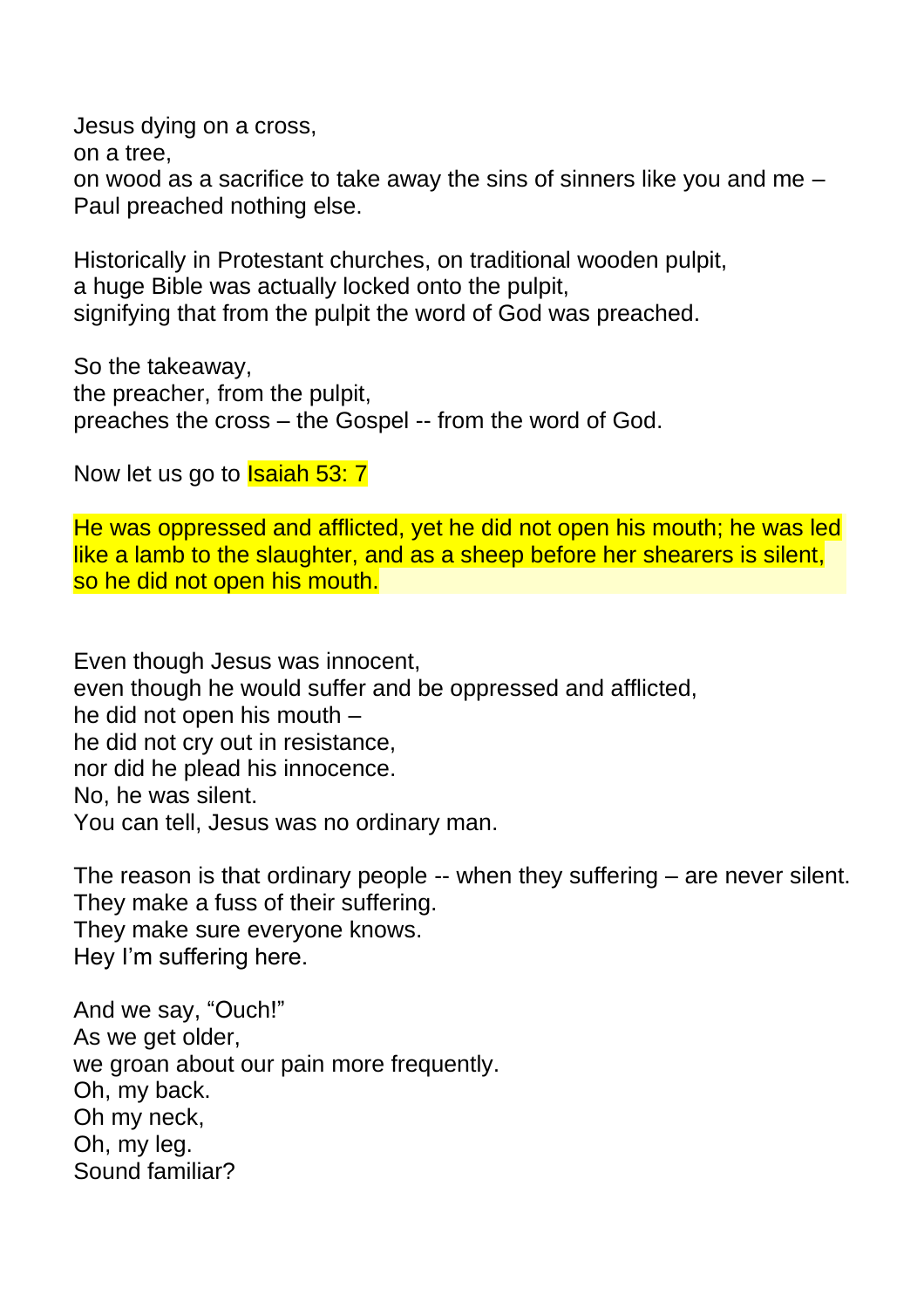Jesus dying on a cross,
on a tree,
on wood as a sacrifice to take away the sins of sinners like you and me –
Paul preached nothing else.

Historically in Protestant churches, on traditional wooden pulpit,
a huge Bible was actually locked onto the pulpit,
signifying that from the pulpit the word of God was preached.

So the takeaway,
the preacher, from the pulpit,
preaches the cross – the Gospel -- from the word of God.

Now let us go to Isaiah 53: 7

He was oppressed and afflicted, yet he did not open his mouth; he was led like a lamb to the slaughter, and as a sheep before her shearers is silent, so he did not open his mouth.

Even though Jesus was innocent,
even though he would suffer and be oppressed and afflicted,
he did not open his mouth –
he did not cry out in resistance,
nor did he plead his innocence.
No, he was silent.
You can tell, Jesus was no ordinary man.

The reason is that ordinary people -- when they suffering – are never silent.
They make a fuss of their suffering.
They make sure everyone knows.
Hey I'm suffering here.

And we say, "Ouch!"
As we get older,
we groan about our pain more frequently.
Oh, my back.
Oh my neck,
Oh, my leg.
Sound familiar?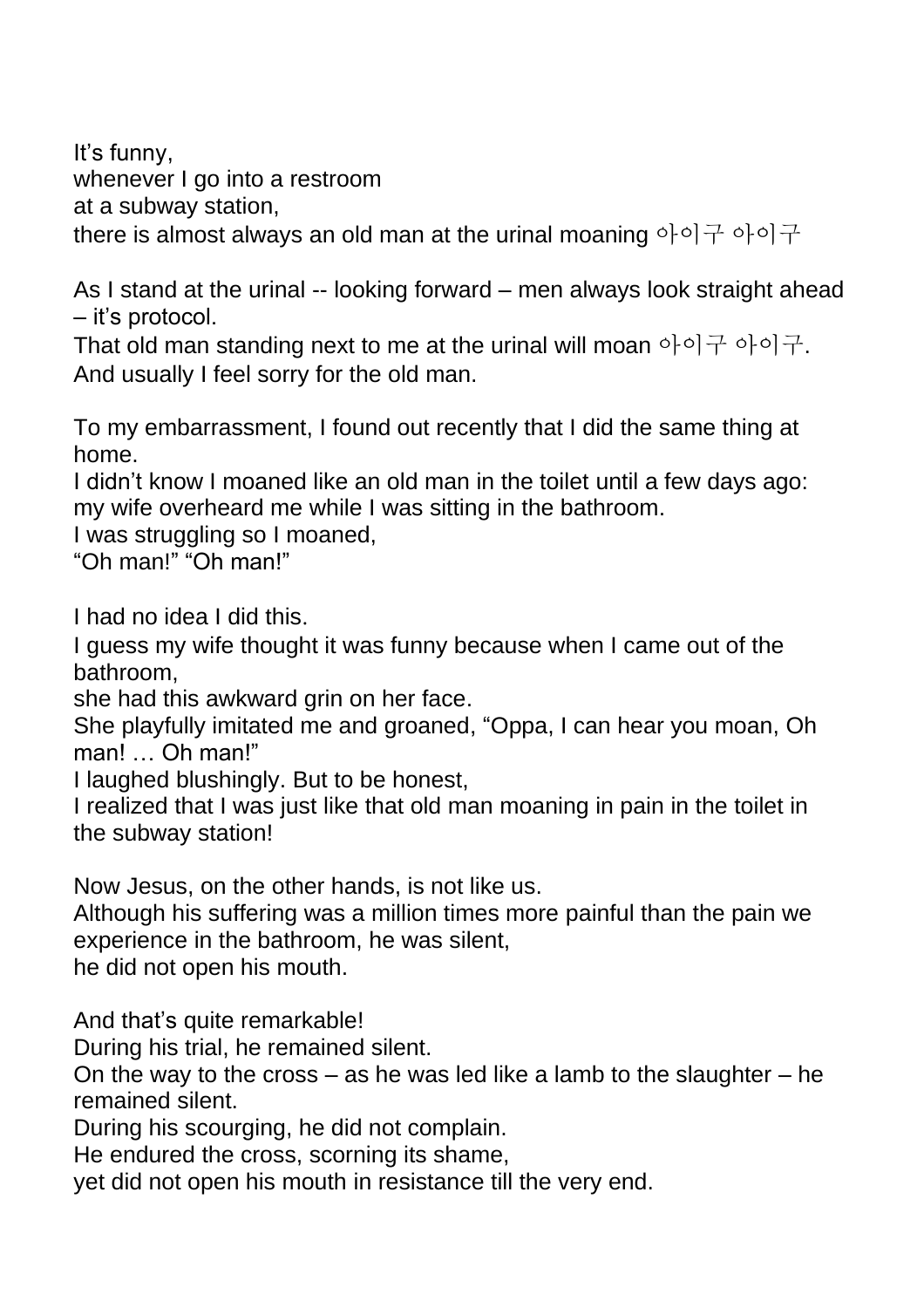It's funny,
whenever I go into a restroom
at a subway station,
there is almost always an old man at the urinal moaning 아이구 아이구

As I stand at the urinal -- looking forward – men always look straight ahead – it's protocol.
That old man standing next to me at the urinal will moan 아이구 아이구.
And usually I feel sorry for the old man.

To my embarrassment, I found out recently that I did the same thing at home.
I didn't know I moaned like an old man in the toilet until a few days ago:
my wife overheard me while I was sitting in the bathroom.
I was struggling so I moaned,
"Oh man!" "Oh man!"

I had no idea I did this.
I guess my wife thought it was funny because when I came out of the bathroom,
she had this awkward grin on her face.
She playfully imitated me and groaned, "Oppa, I can hear you moan, Oh man! … Oh man!"
I laughed blushingly. But to be honest,
I realized that I was just like that old man moaning in pain in the toilet in the subway station!

Now Jesus, on the other hands, is not like us.
Although his suffering was a million times more painful than the pain we experience in the bathroom, he was silent,
he did not open his mouth.

And that's quite remarkable!
During his trial, he remained silent.
On the way to the cross – as he was led like a lamb to the slaughter – he remained silent.
During his scourging, he did not complain.
He endured the cross, scorning its shame,
yet did not open his mouth in resistance till the very end.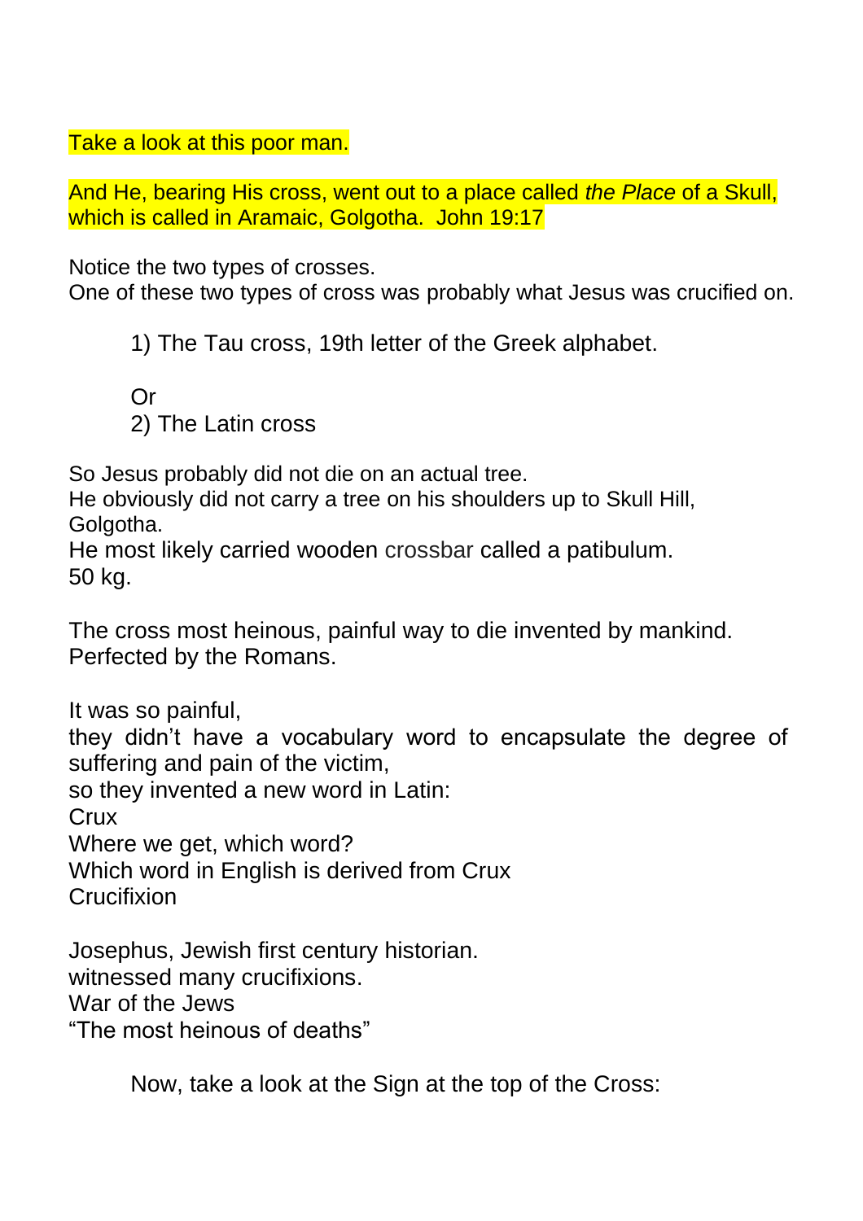Take a look at this poor man.

And He, bearing His cross, went out to a place called *the Place* of a Skull, which is called in Aramaic, Golgotha.  John 19:17

Notice the two types of crosses.
One of these two types of cross was probably what Jesus was crucified on.

1) The Tau cross, 19th letter of the Greek alphabet.

Or

2) The Latin cross

So Jesus probably did not die on an actual tree.
He obviously did not carry a tree on his shoulders up to Skull Hill, Golgotha.
He most likely carried wooden crossbar called a patibulum.
50 kg.

The cross most heinous, painful way to die invented by mankind.
Perfected by the Romans.

It was so painful,
they didn't have a vocabulary word to encapsulate the degree of suffering and pain of the victim,
so they invented a new word in Latin:
Crux
Where we get, which word?
Which word in English is derived from Crux
Crucifixion

Josephus, Jewish first century historian.
witnessed many crucifixions.
War of the Jews
"The most heinous of deaths"

Now, take a look at the Sign at the top of the Cross: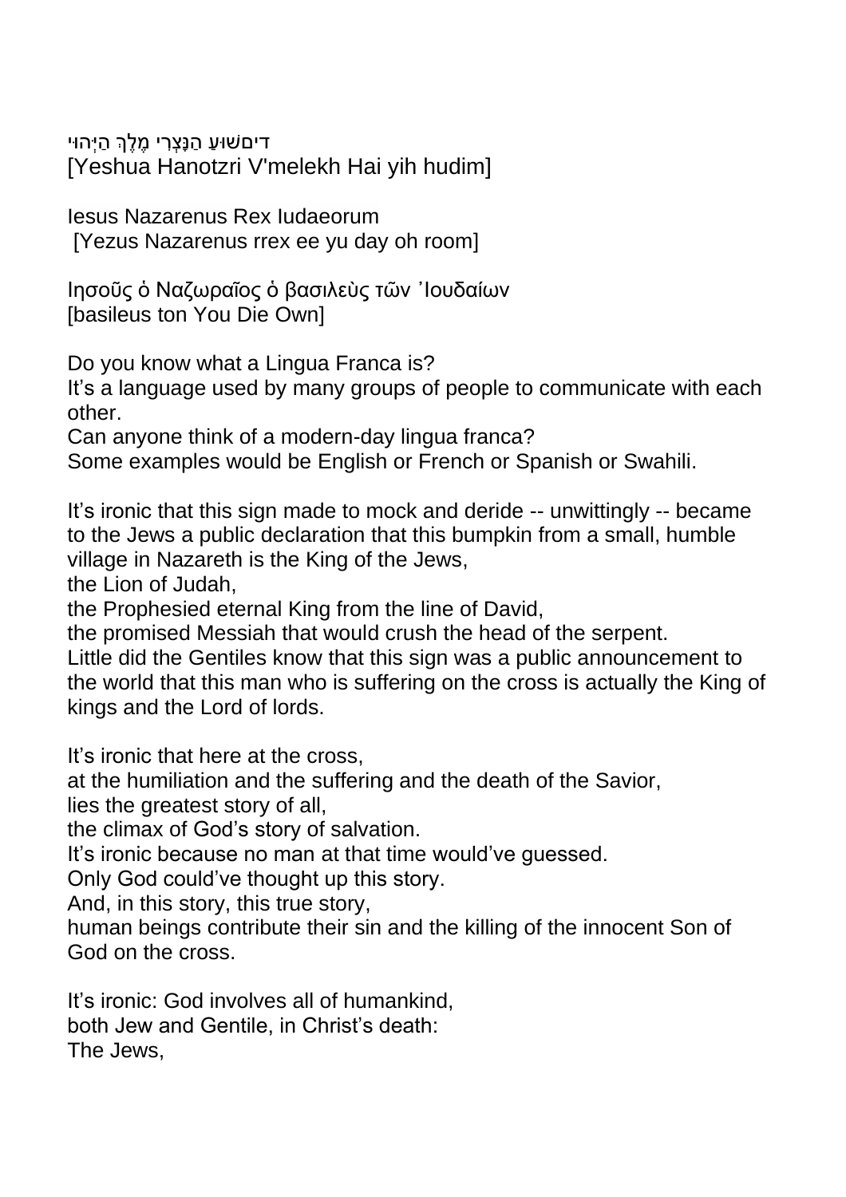דיםשׁוּעַ הַנָּצְרִי מֶלֶךְ הַיְּהוּ
[Yeshua Hanotzri V'melekh Hai yih hudim]

Iesus Nazarenus Rex Iudaeorum
[Yezus Nazarenus rrex ee yu day oh room]

Ιησοῦς ὁ Ναζωραῖος ὁ βασιλεὺς τῶν ᾿Ιουδαίων
[basileus ton You Die Own]

Do you know what a Lingua Franca is?
It's a language used by many groups of people to communicate with each other.
Can anyone think of a modern-day lingua franca?
Some examples would be English or French or Spanish or Swahili.

It's ironic that this sign made to mock and deride -- unwittingly -- became to the Jews a public declaration that this bumpkin from a small, humble village in Nazareth is the King of the Jews,
the Lion of Judah,
the Prophesied eternal King from the line of David,
the promised Messiah that would crush the head of the serpent.
Little did the Gentiles know that this sign was a public announcement to the world that this man who is suffering on the cross is actually the King of kings and the Lord of lords.

It's ironic that here at the cross,
at the humiliation and the suffering and the death of the Savior,
lies the greatest story of all,
the climax of God's story of salvation.
It's ironic because no man at that time would've guessed.
Only God could've thought up this story.
And, in this story, this true story,
human beings contribute their sin and the killing of the innocent Son of God on the cross.

It's ironic: God involves all of humankind,
both Jew and Gentile, in Christ's death:
The Jews,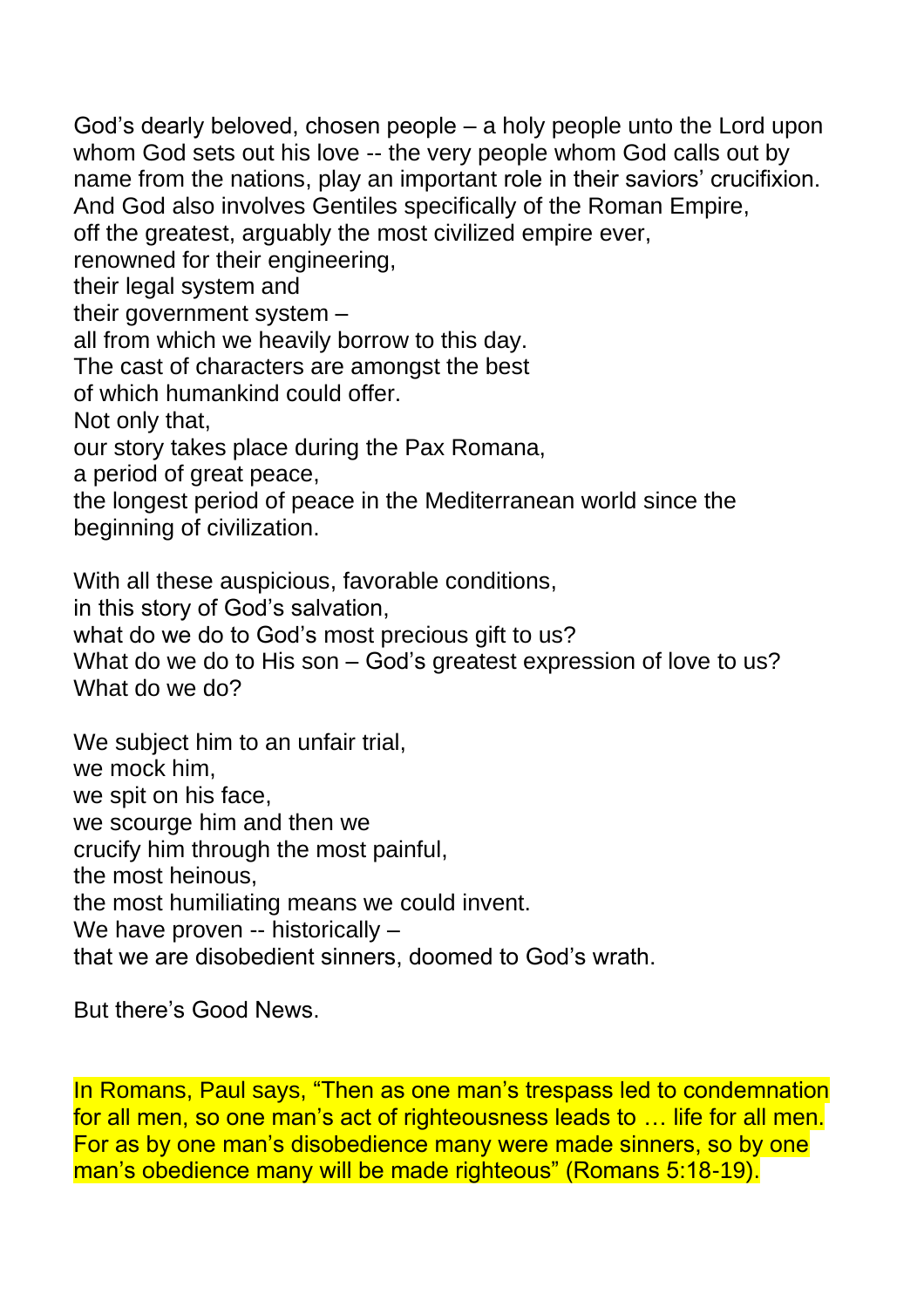God's dearly beloved, chosen people – a holy people unto the Lord upon whom God sets out his love -- the very people whom God calls out by name from the nations, play an important role in their saviors' crucifixion.
And God also involves Gentiles specifically of the Roman Empire,
off the greatest, arguably the most civilized empire ever,
renowned for their engineering,
their legal system and
their government system –
all from which we heavily borrow to this day.
The cast of characters are amongst the best
of which humankind could offer.
Not only that,
our story takes place during the Pax Romana,
a period of great peace,
the longest period of peace in the Mediterranean world since the beginning of civilization.

With all these auspicious, favorable conditions,
in this story of God's salvation,
what do we do to God's most precious gift to us?
What do we do to His son – God's greatest expression of love to us?
What do we do?

We subject him to an unfair trial,
we mock him,
we spit on his face,
we scourge him and then we
crucify him through the most painful,
the most heinous,
the most humiliating means we could invent.
We have proven -- historically –
that we are disobedient sinners, doomed to God's wrath.

But there's Good News.

In Romans, Paul says, "Then as one man's trespass led to condemnation for all men, so one man's act of righteousness leads to … life for all men. For as by one man's disobedience many were made sinners, so by one man's obedience many will be made righteous" (Romans 5:18-19).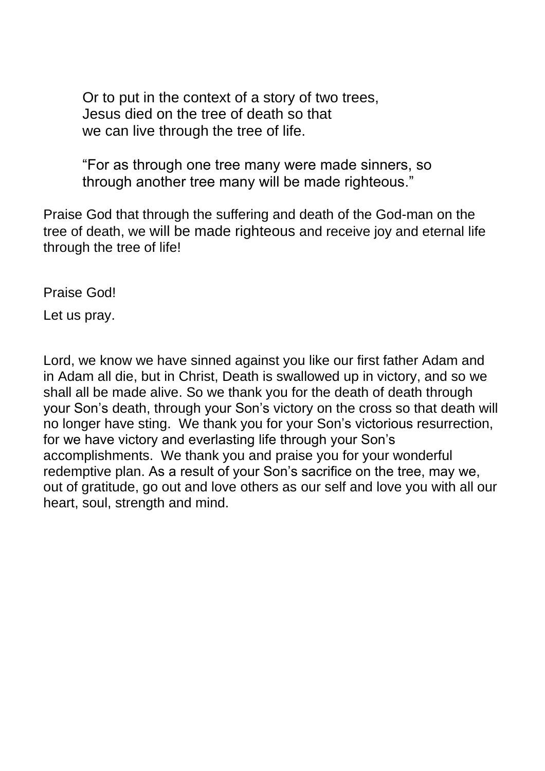> Or to put in the context of a story of two trees,
> Jesus died on the tree of death so that
> we can live through the tree of life.
>
> "For as through one tree many were made sinners, so
> through another tree many will be made righteous."

Praise God that through the suffering and death of the God-man on the tree of death, we will be made righteous and receive joy and eternal life through the tree of life!

Praise God!

Let us pray.

Lord, we know we have sinned against you like our first father Adam and in Adam all die, but in Christ, Death is swallowed up in victory, and so we shall all be made alive. So we thank you for the death of death through your Son's death, through your Son's victory on the cross so that death will no longer have sting. We thank you for your Son's victorious resurrection, for we have victory and everlasting life through your Son's accomplishments. We thank you and praise you for your wonderful redemptive plan. As a result of your Son's sacrifice on the tree, may we, out of gratitude, go out and love others as our self and love you with all our heart, soul, strength and mind.